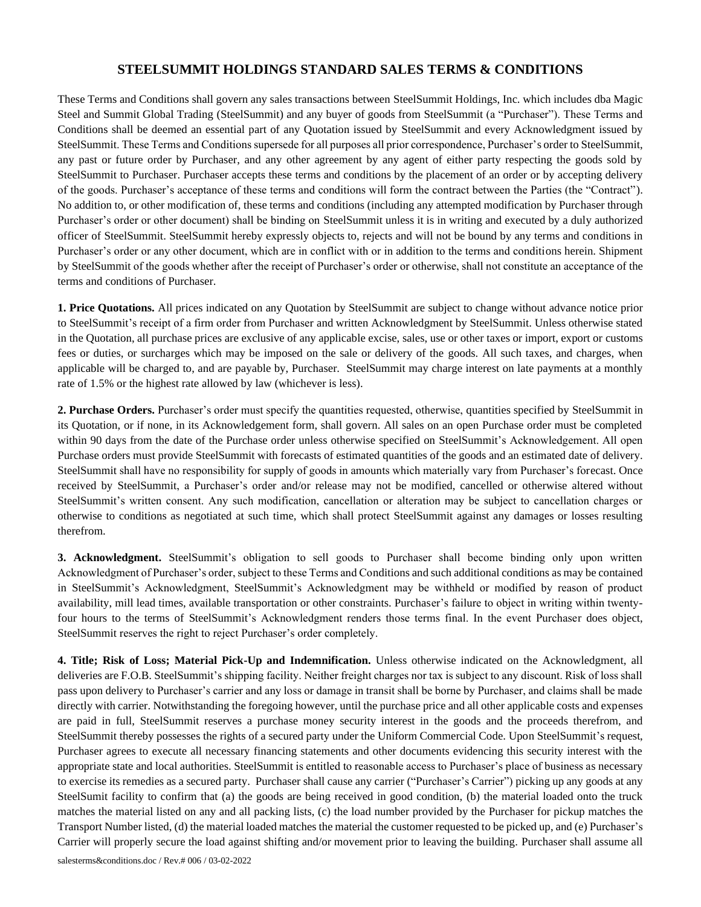# STEELSUMMIT HOLDINGS STANDARD SALES TERMS & CONDITIONS

These Terms and Conditions shall govern any sales transactions between SteelSummit Holdings, Inc. which includes dba Magic Steel and Summit Global Trading (SteelSummit) and any buyer of goods from SteelSummit (a "Purchaser"). These Terms and Conditions shall be deemed an essential part of any Quotation issued by SteelSummit and every Acknowledgment issued by SteelSummit. These Terms and Conditions supersede for all purposes all prior correspondence, Purchaser's order to SteelSummit, any past or future order by Purchaser, and any other agreement by any agent of either party respecting the goods sold by SteelSummit to Purchaser. Purchaser accepts these terms and conditions by the placement of an order or by accepting delivery of the goods. Purchaser's acceptance of these terms and conditions will form the contract between the Parties (the "Contract"). No addition to, or other modification of, these terms and conditions (including any attempted modification by Purchaser through Purchaser's order or other document) shall be binding on SteelSummit unless it is in writing and executed by a duly authorized officer of SteelSummit. SteelSummit hereby expressly objects to, rejects and will not be bound by any terms and conditions in Purchaser's order or any other document, which are in conflict with or in addition to the terms and conditions herein. Shipment by SteelSummit of the goods whether after the receipt of Purchaser's order or otherwise, shall not constitute an acceptance of the terms and conditions of Purchaser.

**1. Price Quotations.** All prices indicated on any Quotation by SteelSummit are subject to change without advance notice prior to SteelSummit's receipt of a firm order from Purchaser and written Acknowledgment by SteelSummit. Unless otherwise stated in the Quotation, all purchase prices are exclusive of any applicable excise, sales, use or other taxes or import, export or customs fees or duties, or surcharges which may be imposed on the sale or delivery of the goods. All such taxes, and charges, when applicable will be charged to, and are payable by, Purchaser. SteelSummit may charge interest on late payments at a monthly rate of 1.5% or the highest rate allowed by law (whichever is less).

**2. Purchase Orders.** Purchaser's order must specify the quantities requested, otherwise, quantities specified by SteelSummit in its Quotation, or if none, in its Acknowledgement form, shall govern. All sales on an open Purchase order must be completed within 90 days from the date of the Purchase order unless otherwise specified on SteelSummit's Acknowledgement. All open Purchase orders must provide SteelSummit with forecasts of estimated quantities of the goods and an estimated date of delivery. SteelSummit shall have no responsibility for supply of goods in amounts which materially vary from Purchaser's forecast. Once received by SteelSummit, a Purchaser's order and/or release may not be modified, cancelled or otherwise altered without SteelSummit's written consent. Any such modification, cancellation or alteration may be subject to cancellation charges or otherwise to conditions as negotiated at such time, which shall protect SteelSummit against any damages or losses resulting therefrom.

**3. Acknowledgment.** SteelSummit's obligation to sell goods to Purchaser shall become binding only upon written Acknowledgment of Purchaser's order, subject to these Terms and Conditions and such additional conditions as may be contained in SteelSummit's Acknowledgment, SteelSummit's Acknowledgment may be withheld or modified by reason of product availability, mill lead times, available transportation or other constraints. Purchaser's failure to object in writing within twenty-four hours to the terms of SteelSummit's Acknowledgment renders those terms final. In the event Purchaser does object, SteelSummit reserves the right to reject Purchaser's order completely.

**4. Title; Risk of Loss; Material Pick-Up and Indemnification.** Unless otherwise indicated on the Acknowledgment, all deliveries are F.O.B. SteelSummit's shipping facility. Neither freight charges nor tax is subject to any discount. Risk of loss shall pass upon delivery to Purchaser's carrier and any loss or damage in transit shall be borne by Purchaser, and claims shall be made directly with carrier. Notwithstanding the foregoing however, until the purchase price and all other applicable costs and expenses are paid in full, SteelSummit reserves a purchase money security interest in the goods and the proceeds therefrom, and SteelSummit thereby possesses the rights of a secured party under the Uniform Commercial Code. Upon SteelSummit's request, Purchaser agrees to execute all necessary financing statements and other documents evidencing this security interest with the appropriate state and local authorities. SteelSummit is entitled to reasonable access to Purchaser's place of business as necessary to exercise its remedies as a secured party. Purchaser shall cause any carrier ("Purchaser's Carrier") picking up any goods at any SteelSumit facility to confirm that (a) the goods are being received in good condition, (b) the material loaded onto the truck matches the material listed on any and all packing lists, (c) the load number provided by the Purchaser for pickup matches the Transport Number listed, (d) the material loaded matches the material the customer requested to be picked up, and (e) Purchaser's Carrier will properly secure the load against shifting and/or movement prior to leaving the building. Purchaser shall assume all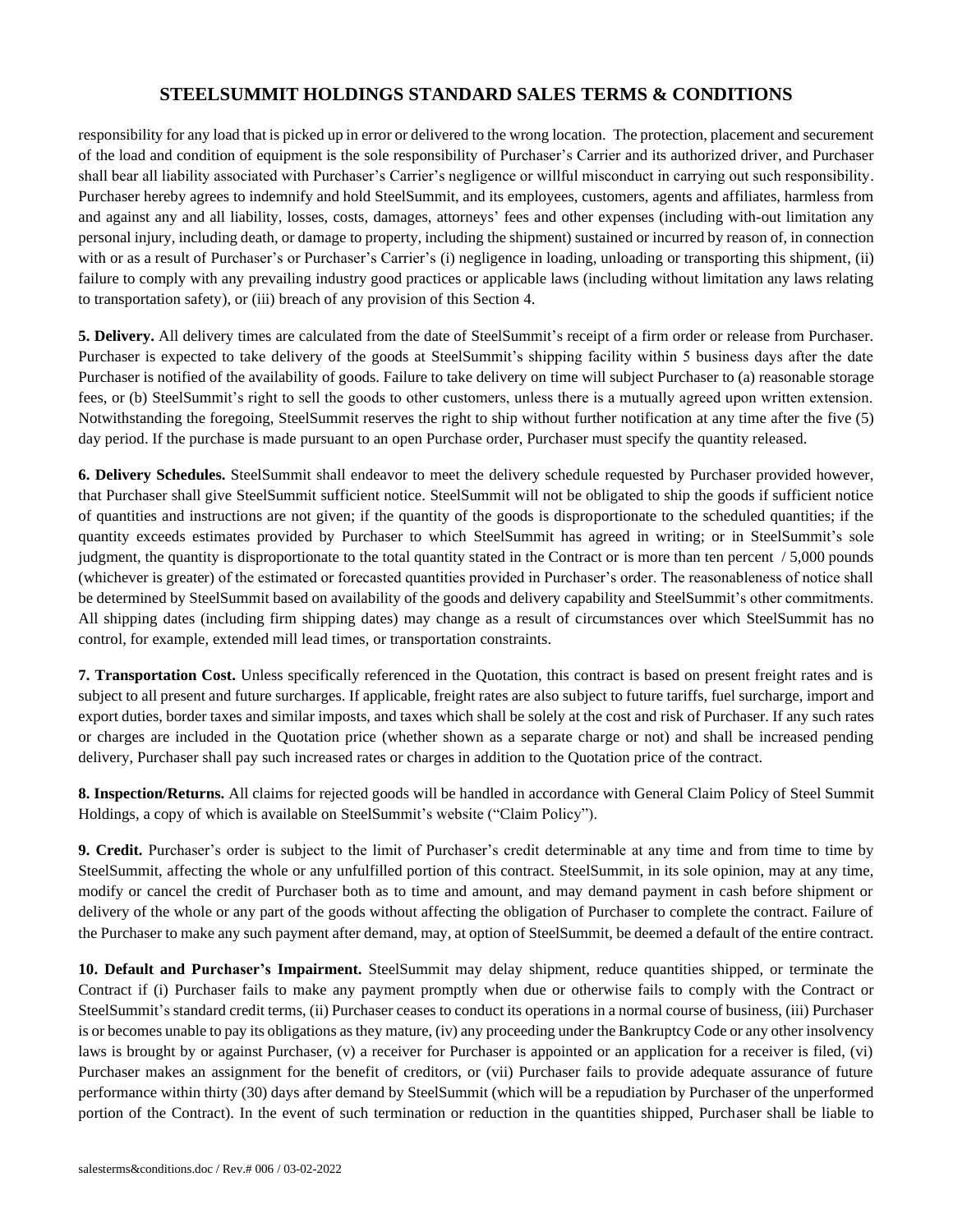responsibility for any load that is picked up in error or delivered to the wrong location. The protection, placement and securement of the load and condition of equipment is the sole responsibility of Purchaser's Carrier and its authorized driver, and Purchaser shall bear all liability associated with Purchaser's Carrier's negligence or willful misconduct in carrying out such responsibility. Purchaser hereby agrees to indemnify and hold SteelSummit, and its employees, customers, agents and affiliates, harmless from and against any and all liability, losses, costs, damages, attorneys' fees and other expenses (including with-out limitation any personal injury, including death, or damage to property, including the shipment) sustained or incurred by reason of, in connection with or as a result of Purchaser's or Purchaser's Carrier's (i) negligence in loading, unloading or transporting this shipment, (ii) failure to comply with any prevailing industry good practices or applicable laws (including without limitation any laws relating to transportation safety), or (iii) breach of any provision of this Section 4.

**5. Delivery.** All delivery times are calculated from the date of SteelSummit's receipt of a firm order or release from Purchaser. Purchaser is expected to take delivery of the goods at SteelSummit's shipping facility within 5 business days after the date Purchaser is notified of the availability of goods. Failure to take delivery on time will subject Purchaser to (a) reasonable storage fees, or (b) SteelSummit's right to sell the goods to other customers, unless there is a mutually agreed upon written extension. Notwithstanding the foregoing, SteelSummit reserves the right to ship without further notification at any time after the five (5) day period. If the purchase is made pursuant to an open Purchase order, Purchaser must specify the quantity released.

**6. Delivery Schedules.** SteelSummit shall endeavor to meet the delivery schedule requested by Purchaser provided however, that Purchaser shall give SteelSummit sufficient notice. SteelSummit will not be obligated to ship the goods if sufficient notice of quantities and instructions are not given; if the quantity of the goods is disproportionate to the scheduled quantities; if the quantity exceeds estimates provided by Purchaser to which SteelSummit has agreed in writing; or in SteelSummit's sole judgment, the quantity is disproportionate to the total quantity stated in the Contract or is more than ten percent / 5,000 pounds (whichever is greater) of the estimated or forecasted quantities provided in Purchaser's order. The reasonableness of notice shall be determined by SteelSummit based on availability of the goods and delivery capability and SteelSummit's other commitments. All shipping dates (including firm shipping dates) may change as a result of circumstances over which SteelSummit has no control, for example, extended mill lead times, or transportation constraints.

**7. Transportation Cost.** Unless specifically referenced in the Quotation, this contract is based on present freight rates and is subject to all present and future surcharges. If applicable, freight rates are also subject to future tariffs, fuel surcharge, import and export duties, border taxes and similar imposts, and taxes which shall be solely at the cost and risk of Purchaser. If any such rates or charges are included in the Quotation price (whether shown as a separate charge or not) and shall be increased pending delivery, Purchaser shall pay such increased rates or charges in addition to the Quotation price of the contract.

**8. Inspection/Returns.** All claims for rejected goods will be handled in accordance with General Claim Policy of Steel Summit Holdings, a copy of which is available on SteelSummit's website ("Claim Policy").

**9. Credit.** Purchaser's order is subject to the limit of Purchaser's credit determinable at any time and from time to time by SteelSummit, affecting the whole or any unfulfilled portion of this contract. SteelSummit, in its sole opinion, may at any time, modify or cancel the credit of Purchaser both as to time and amount, and may demand payment in cash before shipment or delivery of the whole or any part of the goods without affecting the obligation of Purchaser to complete the contract. Failure of the Purchaser to make any such payment after demand, may, at option of SteelSummit, be deemed a default of the entire contract.

**10. Default and Purchaser's Impairment.** SteelSummit may delay shipment, reduce quantities shipped, or terminate the Contract if (i) Purchaser fails to make any payment promptly when due or otherwise fails to comply with the Contract or SteelSummit's standard credit terms, (ii) Purchaser ceases to conduct its operations in a normal course of business, (iii) Purchaser is or becomes unable to pay its obligations as they mature, (iv) any proceeding under the Bankruptcy Code or any other insolvency laws is brought by or against Purchaser, (v) a receiver for Purchaser is appointed or an application for a receiver is filed, (vi) Purchaser makes an assignment for the benefit of creditors, or (vii) Purchaser fails to provide adequate assurance of future performance within thirty (30) days after demand by SteelSummit (which will be a repudiation by Purchaser of the unperformed portion of the Contract). In the event of such termination or reduction in the quantities shipped, Purchaser shall be liable to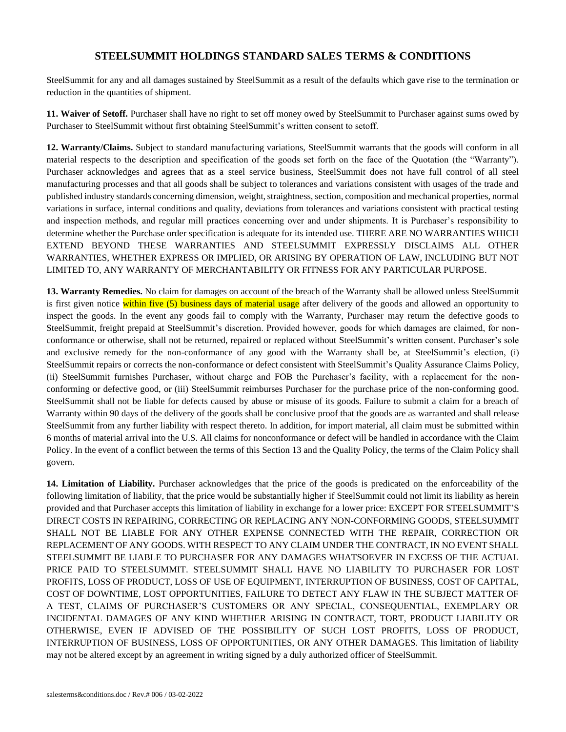# STEELSUMMIT HOLDINGS STANDARD SALES TERMS & CONDITIONS

SteelSummit for any and all damages sustained by SteelSummit as a result of the defaults which gave rise to the termination or reduction in the quantities of shipment.

**11. Waiver of Setoff.** Purchaser shall have no right to set off money owed by SteelSummit to Purchaser against sums owed by Purchaser to SteelSummit without first obtaining SteelSummit's written consent to setoff.

**12. Warranty/Claims.** Subject to standard manufacturing variations, SteelSummit warrants that the goods will conform in all material respects to the description and specification of the goods set forth on the face of the Quotation (the "Warranty"). Purchaser acknowledges and agrees that as a steel service business, SteelSummit does not have full control of all steel manufacturing processes and that all goods shall be subject to tolerances and variations consistent with usages of the trade and published industry standards concerning dimension, weight, straightness, section, composition and mechanical properties, normal variations in surface, internal conditions and quality, deviations from tolerances and variations consistent with practical testing and inspection methods, and regular mill practices concerning over and under shipments. It is Purchaser's responsibility to determine whether the Purchase order specification is adequate for its intended use. THERE ARE NO WARRANTIES WHICH EXTEND BEYOND THESE WARRANTIES AND STEELSUMMIT EXPRESSLY DISCLAIMS ALL OTHER WARRANTIES, WHETHER EXPRESS OR IMPLIED, OR ARISING BY OPERATION OF LAW, INCLUDING BUT NOT LIMITED TO, ANY WARRANTY OF MERCHANTABILITY OR FITNESS FOR ANY PARTICULAR PURPOSE.

**13. Warranty Remedies.** No claim for damages on account of the breach of the Warranty shall be allowed unless SteelSummit is first given notice within five (5) business days of material usage after delivery of the goods and allowed an opportunity to inspect the goods. In the event any goods fail to comply with the Warranty, Purchaser may return the defective goods to SteelSummit, freight prepaid at SteelSummit's discretion. Provided however, goods for which damages are claimed, for non-conformance or otherwise, shall not be returned, repaired or replaced without SteelSummit's written consent. Purchaser's sole and exclusive remedy for the non-conformance of any good with the Warranty shall be, at SteelSummit's election, (i) SteelSummit repairs or corrects the non-conformance or defect consistent with SteelSummit's Quality Assurance Claims Policy, (ii) SteelSummit furnishes Purchaser, without charge and FOB the Purchaser's facility, with a replacement for the non-conforming or defective good, or (iii) SteelSummit reimburses Purchaser for the purchase price of the non-conforming good. SteelSummit shall not be liable for defects caused by abuse or misuse of its goods. Failure to submit a claim for a breach of Warranty within 90 days of the delivery of the goods shall be conclusive proof that the goods are as warranted and shall release SteelSummit from any further liability with respect thereto. In addition, for import material, all claim must be submitted within 6 months of material arrival into the U.S. All claims for nonconformance or defect will be handled in accordance with the Claim Policy. In the event of a conflict between the terms of this Section 13 and the Quality Policy, the terms of the Claim Policy shall govern.

**14. Limitation of Liability.** Purchaser acknowledges that the price of the goods is predicated on the enforceability of the following limitation of liability, that the price would be substantially higher if SteelSummit could not limit its liability as herein provided and that Purchaser accepts this limitation of liability in exchange for a lower price: EXCEPT FOR STEELSUMMIT'S DIRECT COSTS IN REPAIRING, CORRECTING OR REPLACING ANY NON-CONFORMING GOODS, STEELSUMMIT SHALL NOT BE LIABLE FOR ANY OTHER EXPENSE CONNECTED WITH THE REPAIR, CORRECTION OR REPLACEMENT OF ANY GOODS. WITH RESPECT TO ANY CLAIM UNDER THE CONTRACT, IN NO EVENT SHALL STEELSUMMIT BE LIABLE TO PURCHASER FOR ANY DAMAGES WHATSOEVER IN EXCESS OF THE ACTUAL PRICE PAID TO STEELSUMMIT. STEELSUMMIT SHALL HAVE NO LIABILITY TO PURCHASER FOR LOST PROFITS, LOSS OF PRODUCT, LOSS OF USE OF EQUIPMENT, INTERRUPTION OF BUSINESS, COST OF CAPITAL, COST OF DOWNTIME, LOST OPPORTUNITIES, FAILURE TO DETECT ANY FLAW IN THE SUBJECT MATTER OF A TEST, CLAIMS OF PURCHASER'S CUSTOMERS OR ANY SPECIAL, CONSEQUENTIAL, EXEMPLARY OR INCIDENTAL DAMAGES OF ANY KIND WHETHER ARISING IN CONTRACT, TORT, PRODUCT LIABILITY OR OTHERWISE, EVEN IF ADVISED OF THE POSSIBILITY OF SUCH LOST PROFITS, LOSS OF PRODUCT, INTERRUPTION OF BUSINESS, LOSS OF OPPORTUNITIES, OR ANY OTHER DAMAGES. This limitation of liability may not be altered except by an agreement in writing signed by a duly authorized officer of SteelSummit.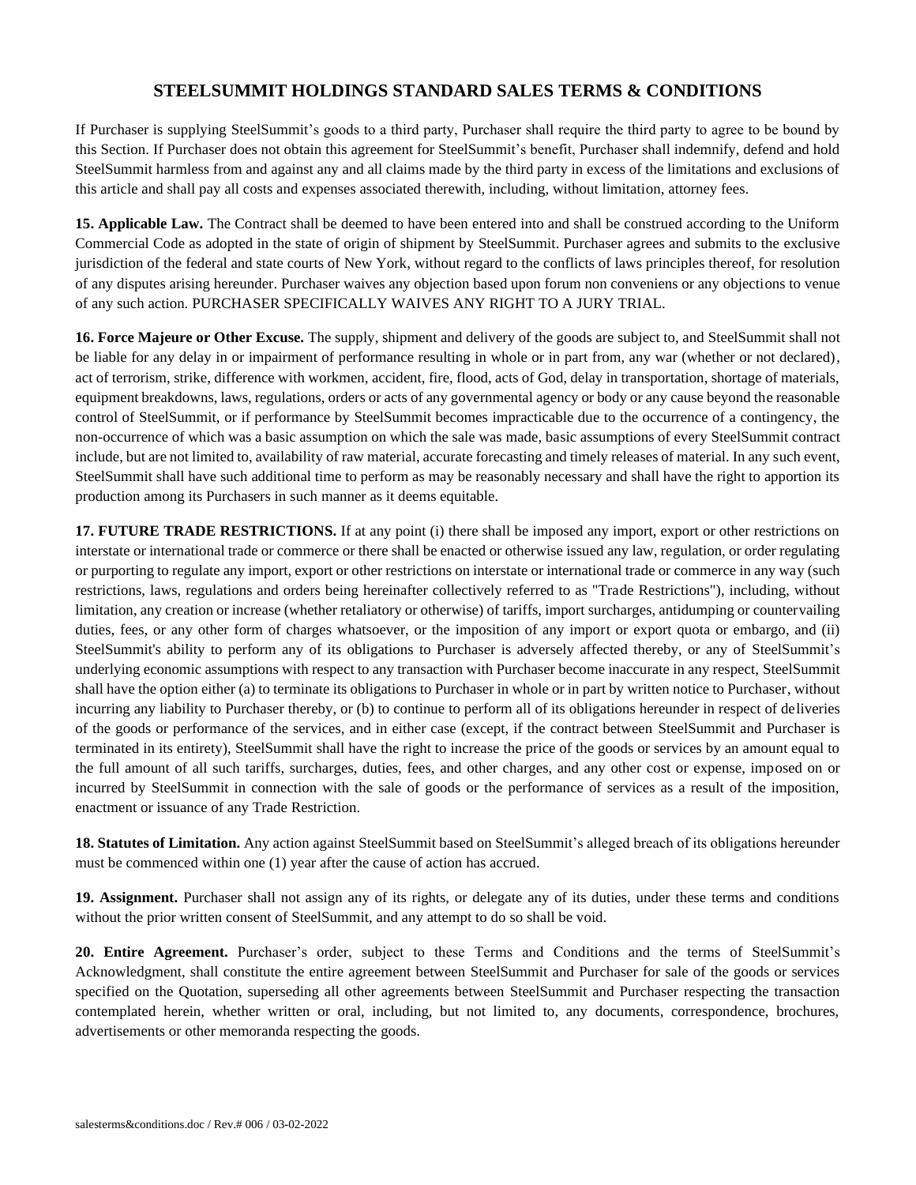# STEELSUMMIT HOLDINGS STANDARD SALES TERMS & CONDITIONS

If Purchaser is supplying SteelSummit's goods to a third party, Purchaser shall require the third party to agree to be bound by this Section. If Purchaser does not obtain this agreement for SteelSummit's benefit, Purchaser shall indemnify, defend and hold SteelSummit harmless from and against any and all claims made by the third party in excess of the limitations and exclusions of this article and shall pay all costs and expenses associated therewith, including, without limitation, attorney fees.

**15. Applicable Law.** The Contract shall be deemed to have been entered into and shall be construed according to the Uniform Commercial Code as adopted in the state of origin of shipment by SteelSummit. Purchaser agrees and submits to the exclusive jurisdiction of the federal and state courts of New York, without regard to the conflicts of laws principles thereof, for resolution of any disputes arising hereunder. Purchaser waives any objection based upon forum non conveniens or any objections to venue of any such action. PURCHASER SPECIFICALLY WAIVES ANY RIGHT TO A JURY TRIAL.

**16. Force Majeure or Other Excuse.** The supply, shipment and delivery of the goods are subject to, and SteelSummit shall not be liable for any delay in or impairment of performance resulting in whole or in part from, any war (whether or not declared), act of terrorism, strike, difference with workmen, accident, fire, flood, acts of God, delay in transportation, shortage of materials, equipment breakdowns, laws, regulations, orders or acts of any governmental agency or body or any cause beyond the reasonable control of SteelSummit, or if performance by SteelSummit becomes impracticable due to the occurrence of a contingency, the non-occurrence of which was a basic assumption on which the sale was made, basic assumptions of every SteelSummit contract include, but are not limited to, availability of raw material, accurate forecasting and timely releases of material. In any such event, SteelSummit shall have such additional time to perform as may be reasonably necessary and shall have the right to apportion its production among its Purchasers in such manner as it deems equitable.

**17. FUTURE TRADE RESTRICTIONS.** If at any point (i) there shall be imposed any import, export or other restrictions on interstate or international trade or commerce or there shall be enacted or otherwise issued any law, regulation, or order regulating or purporting to regulate any import, export or other restrictions on interstate or international trade or commerce in any way (such restrictions, laws, regulations and orders being hereinafter collectively referred to as "Trade Restrictions"), including, without limitation, any creation or increase (whether retaliatory or otherwise) of tariffs, import surcharges, antidumping or countervailing duties, fees, or any other form of charges whatsoever, or the imposition of any import or export quota or embargo, and (ii) SteelSummit's ability to perform any of its obligations to Purchaser is adversely affected thereby, or any of SteelSummit's underlying economic assumptions with respect to any transaction with Purchaser become inaccurate in any respect, SteelSummit shall have the option either (a) to terminate its obligations to Purchaser in whole or in part by written notice to Purchaser, without incurring any liability to Purchaser thereby, or (b) to continue to perform all of its obligations hereunder in respect of deliveries of the goods or performance of the services, and in either case (except, if the contract between SteelSummit and Purchaser is terminated in its entirety), SteelSummit shall have the right to increase the price of the goods or services by an amount equal to the full amount of all such tariffs, surcharges, duties, fees, and other charges, and any other cost or expense, imposed on or incurred by SteelSummit in connection with the sale of goods or the performance of services as a result of the imposition, enactment or issuance of any Trade Restriction.

**18. Statutes of Limitation.** Any action against SteelSummit based on SteelSummit's alleged breach of its obligations hereunder must be commenced within one (1) year after the cause of action has accrued.

**19. Assignment.** Purchaser shall not assign any of its rights, or delegate any of its duties, under these terms and conditions without the prior written consent of SteelSummit, and any attempt to do so shall be void.

**20. Entire Agreement.** Purchaser's order, subject to these Terms and Conditions and the terms of SteelSummit's Acknowledgment, shall constitute the entire agreement between SteelSummit and Purchaser for sale of the goods or services specified on the Quotation, superseding all other agreements between SteelSummit and Purchaser respecting the transaction contemplated herein, whether written or oral, including, but not limited to, any documents, correspondence, brochures, advertisements or other memoranda respecting the goods.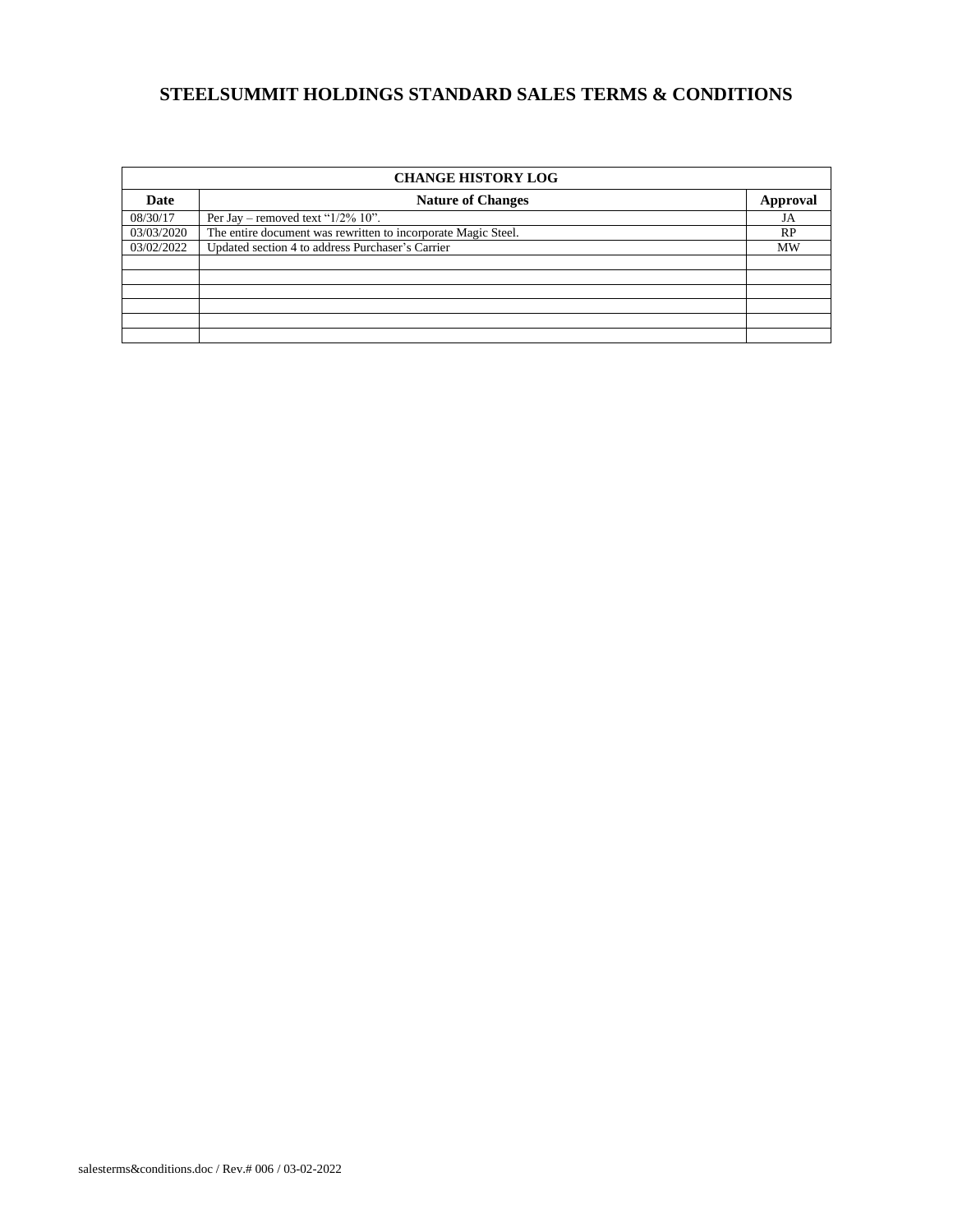# STEELSUMMIT HOLDINGS STANDARD SALES TERMS & CONDITIONS

| CHANGE HISTORY LOG | | |
|---|---|---|
| **Date** | **Nature of Changes** | **Approval** |
| 08/30/17 | Per Jay – removed text "1/2% 10". | JA |
| 03/03/2020 | The entire document was rewritten to incorporate Magic Steel. | RP |
| 03/02/2022 | Updated section 4 to address Purchaser's Carrier | MW |
| | | |
| | | |
| | | |
| | | |
| | | |
| | | |

salesterms&conditions.doc / Rev.# 006 / 03-02-2022